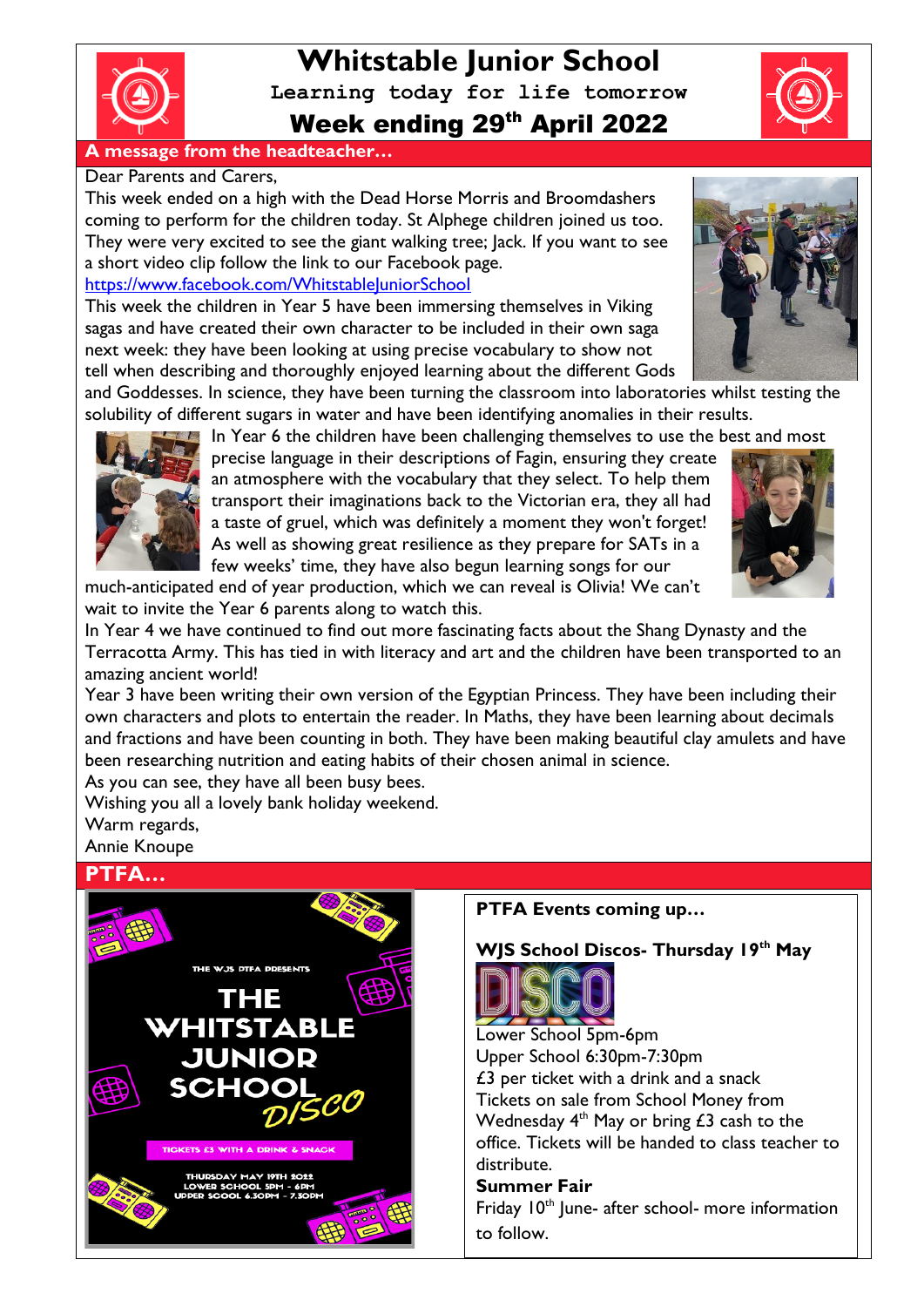# Whitstable Junior School

**Learning today for life tomorrow**

## Week ending 29th April 2022

### A message from the headteacher…

Dear Parents and Carers,

This week ended on a high with the Dead Horse Morris and Broomdashers coming to perform for the children today. St Alphege children joined us too. They were very excited to see the giant walking tree; Jack. If you want to see a short video clip follow the link to our Facebook page.

https://www.facebook.com/WhitstableJuniorSchool

This week the children in Year 5 have been immersing themselves in Viking sagas and have created their own character to be included in their own saga next week: they have been looking at using precise vocabulary to show not tell when describing and thoroughly enjoyed learning about the different Gods and Goddesses. In science, they have been turning the classroom into laboratories whilst testing the solubility of different sugars in water and have been identifying anomalies in their results.

In Year 6 the children have been challenging themselves to use the best and most precise language in their descriptions of Fagin, ensuring they create an atmosphere with the vocabulary that they select. To help them transport their imaginations back to the Victorian era, they all had a taste of gruel, which was definitely a moment they won't forget! As well as showing great resilience as they prepare for SATs in a few weeks' time, they have also begun learning songs for our much-anticipated end of year production, which we can reveal is Olivia! We can't wait to invite the Year 6 parents along to watch this.

In Year 4 we have continued to find out more fascinating facts about the Shang Dynasty and the Terracotta Army. This has tied in with literacy and art and the children have been transported to an amazing ancient world!

Year 3 have been writing their own version of the Egyptian Princess. They have been including their own characters and plots to entertain the reader. In Maths, they have been learning about decimals and fractions and have been counting in both. They have been making beautiful clay amulets and have been researching nutrition and eating habits of their chosen animal in science.

As you can see, they have all been busy bees.

Wishing you all a lovely bank holiday weekend.

Warm regards,

Annie Knoupe

### PTFA…

THE WJS PTFA PRESENTS

THE WHITSTABLE JUNIOR SCHOOL DISCO

TICKETS £3 WITH A DRINK & SNACK

THURSDAY MAY 19TH 2022
LOWER SCHOOL 5PM - 6PM
UPPER SCOOL 6.30PM - 7.30PM

**PTFA Events coming up…**

**WJS School Discos- Thursday 19th May**

DISCO

Lower School 5pm-6pm

Upper School 6:30pm-7:30pm

£3 per ticket with a drink and a snack

Tickets on sale from School Money from Wednesday 4th May or bring £3 cash to the office. Tickets will be handed to class teacher to distribute.

**Summer Fair**

Friday 10th June- after school- more information to follow.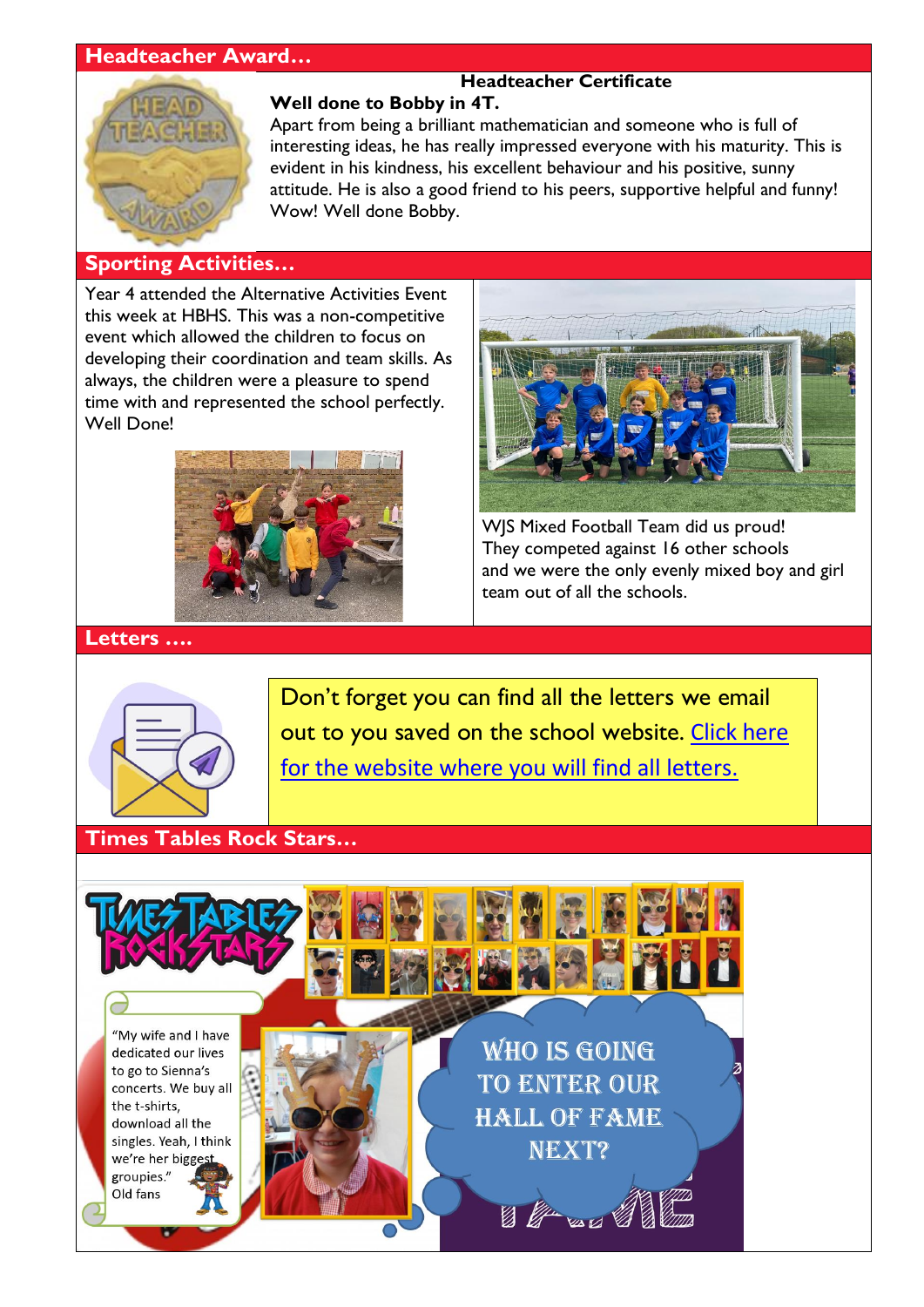## Headteacher Award…

### Headteacher Certificate

**Well done to Bobby in 4T.**

Apart from being a brilliant mathematician and someone who is full of interesting ideas, he has really impressed everyone with his maturity. This is evident in his kindness, his excellent behaviour and his positive, sunny attitude. He is also a good friend to his peers, supportive helpful and funny! Wow! Well done Bobby.

## Sporting Activities…

Year 4 attended the Alternative Activities Event this week at HBHS. This was a non-competitive event which allowed the children to focus on developing their coordination and team skills. As always, the children were a pleasure to spend time with and represented the school perfectly. Well Done!

WJS Mixed Football Team did us proud! They competed against 16 other schools and we were the only evenly mixed boy and girl team out of all the schools.

## Letters ….

Don't forget you can find all the letters we email out to you saved on the school website. Click here for the website where you will find all letters.

## Times Tables Rock Stars…

"My wife and I have dedicated our lives to go to Sienna's concerts. We buy all the t-shirts, download all the singles. Yeah, I think we're her biggest groupies."
Old fans

WHO IS GOING TO ENTER OUR HALL OF FAME NEXT?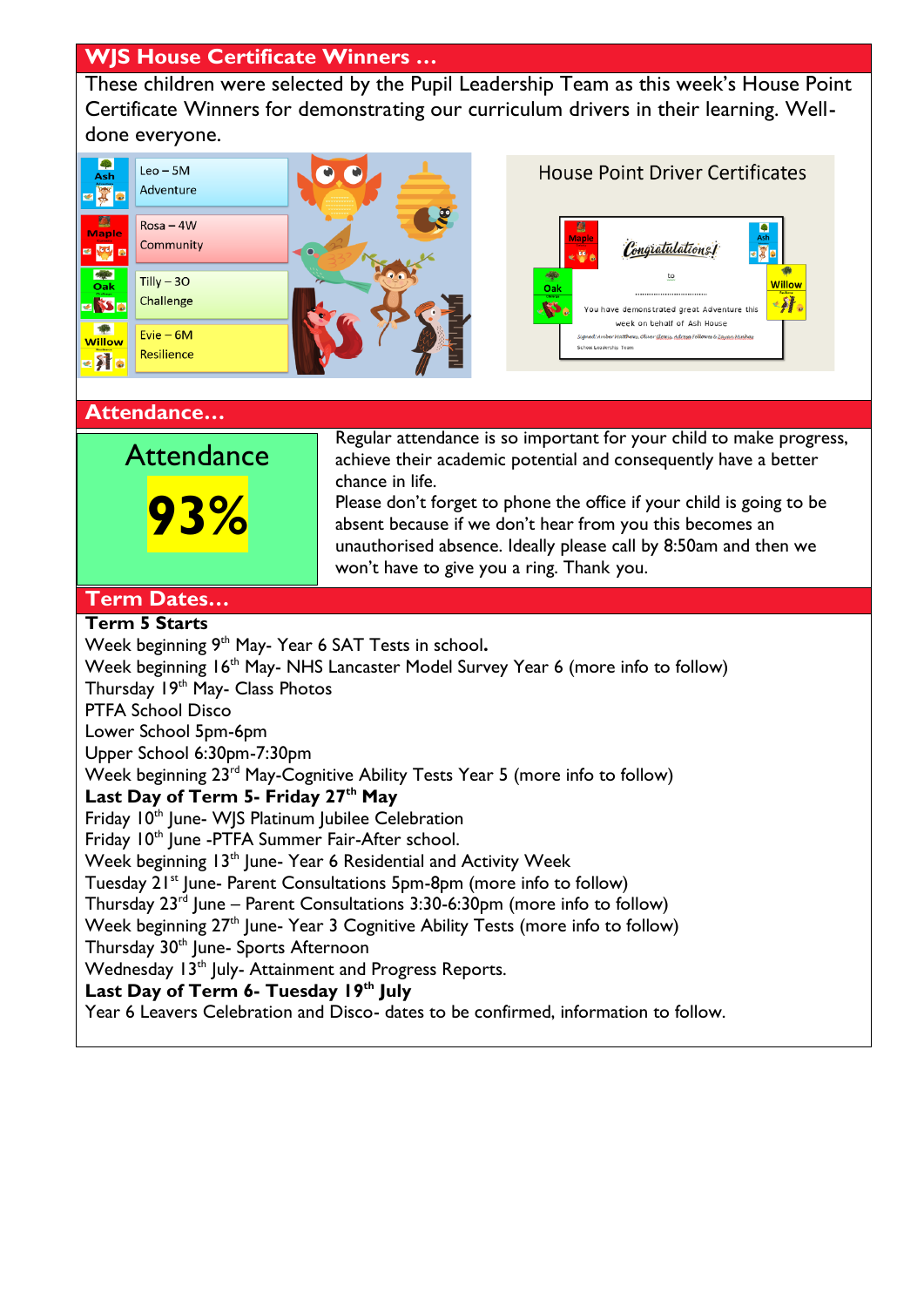## WJS House Certificate Winners …

These children were selected by the Pupil Leadership Team as this week's House Point Certificate Winners for demonstrating our curriculum drivers in their learning. Well-done everyone.

| | |
|---|---|
| Ash | Leo – 5M<br>Adventure |
| Maple | Rosa – 4W<br>Community |
| Oak | Tilly – 3O<br>Challenge |
| Willow | Evie – 6M<br>Resilience |

House Point Driver Certificates

Congratulations!

to

……………………………

You have demonstrated great Adventure this week on behalf of Ash House

## Attendance…

**Attendance**

**93%**

Regular attendance is so important for your child to make progress, achieve their academic potential and consequently have a better chance in life.

Please don't forget to phone the office if your child is going to be absent because if we don't hear from you this becomes an unauthorised absence. Ideally please call by 8:50am and then we won't have to give you a ring. Thank you.

## Term Dates…

**Term 5 Starts**

Week beginning 9th May- Year 6 SAT Tests in school.
Week beginning 16th May- NHS Lancaster Model Survey Year 6 (more info to follow)
Thursday 19th May- Class Photos
PTFA School Disco
Lower School 5pm-6pm
Upper School 6:30pm-7:30pm
Week beginning 23rd May-Cognitive Ability Tests Year 5 (more info to follow)
**Last Day of Term 5- Friday 27th May**
Friday 10th June- WJS Platinum Jubilee Celebration
Friday 10th June -PTFA Summer Fair-After school.
Week beginning 13th June- Year 6 Residential and Activity Week
Tuesday 21st June- Parent Consultations 5pm-8pm (more info to follow)
Thursday 23rd June – Parent Consultations 3:30-6:30pm (more info to follow)
Week beginning 27th June- Year 3 Cognitive Ability Tests (more info to follow)
Thursday 30th June- Sports Afternoon
Wednesday 13th July- Attainment and Progress Reports.
**Last Day of Term 6- Tuesday 19th July**
Year 6 Leavers Celebration and Disco- dates to be confirmed, information to follow.